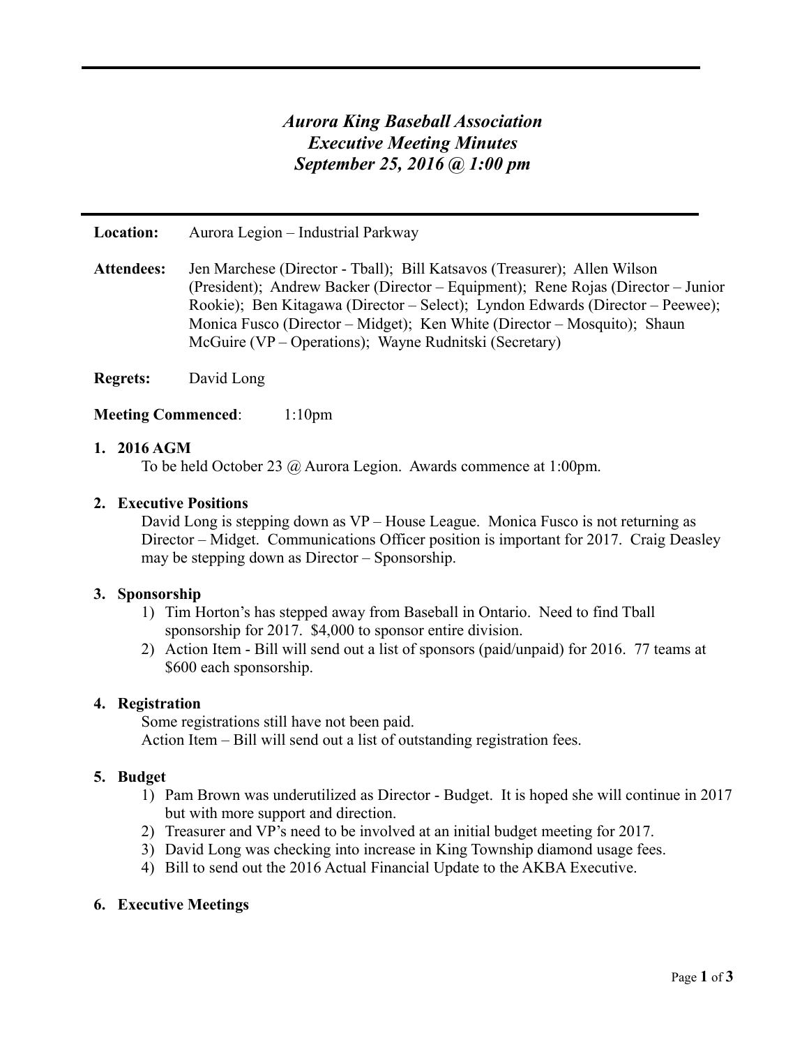# *Aurora King Baseball Association*
## *Executive Meeting Minutes*
## *September 25, 2016 @ 1:00 pm*

**Location:** Aurora Legion – Industrial Parkway

**Attendees:** Jen Marchese (Director - Tball); Bill Katsavos (Treasurer); Allen Wilson (President); Andrew Backer (Director – Equipment); Rene Rojas (Director – Junior Rookie); Ben Kitagawa (Director – Select); Lyndon Edwards (Director – Peewee); Monica Fusco (Director – Midget); Ken White (Director – Mosquito); Shaun McGuire (VP – Operations); Wayne Rudnitski (Secretary)

**Regrets:** David Long

**Meeting Commenced**: 1:10pm

1. **2016 AGM**

   To be held October 23 @ Aurora Legion. Awards commence at 1:00pm.

2. **Executive Positions**

   David Long is stepping down as VP – House League. Monica Fusco is not returning as Director – Midget. Communications Officer position is important for 2017. Craig Deasley may be stepping down as Director – Sponsorship.

3. **Sponsorship**
   1) Tim Horton's has stepped away from Baseball in Ontario. Need to find Tball sponsorship for 2017. $4,000 to sponsor entire division.
   2) Action Item - Bill will send out a list of sponsors (paid/unpaid) for 2016. 77 teams at $600 each sponsorship.

4. **Registration**

   Some registrations still have not been paid.
   Action Item – Bill will send out a list of outstanding registration fees.

5. **Budget**
   1) Pam Brown was underutilized as Director - Budget. It is hoped she will continue in 2017 but with more support and direction.
   2) Treasurer and VP's need to be involved at an initial budget meeting for 2017.
   3) David Long was checking into increase in King Township diamond usage fees.
   4) Bill to send out the 2016 Actual Financial Update to the AKBA Executive.

6. **Executive Meetings**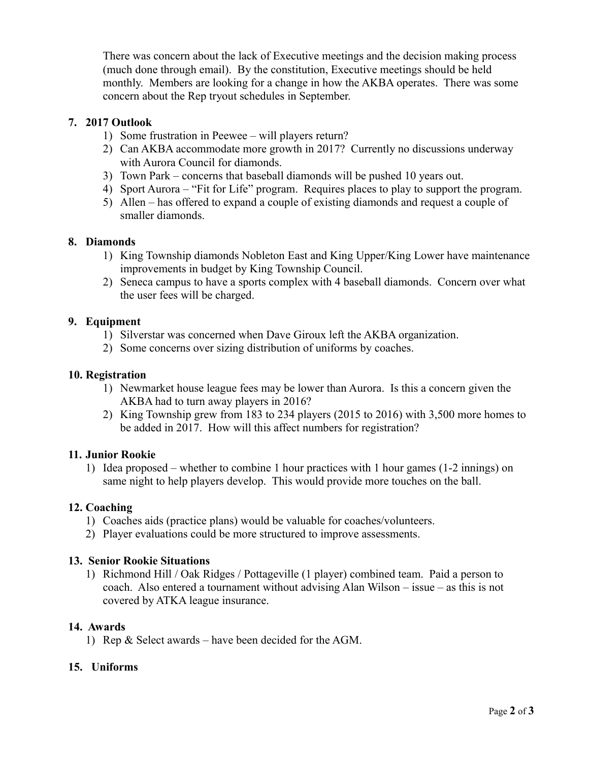There was concern about the lack of Executive meetings and the decision making process (much done through email). By the constitution, Executive meetings should be held monthly. Members are looking for a change in how the AKBA operates. There was some concern about the Rep tryout schedules in September.

**7. 2017 Outlook**

1) Some frustration in Peewee – will players return?
2) Can AKBA accommodate more growth in 2017? Currently no discussions underway with Aurora Council for diamonds.
3) Town Park – concerns that baseball diamonds will be pushed 10 years out.
4) Sport Aurora – "Fit for Life" program. Requires places to play to support the program.
5) Allen – has offered to expand a couple of existing diamonds and request a couple of smaller diamonds.

**8. Diamonds**

1) King Township diamonds Nobleton East and King Upper/King Lower have maintenance improvements in budget by King Township Council.
2) Seneca campus to have a sports complex with 4 baseball diamonds. Concern over what the user fees will be charged.

**9. Equipment**

1) Silverstar was concerned when Dave Giroux left the AKBA organization.
2) Some concerns over sizing distribution of uniforms by coaches.

**10. Registration**

1) Newmarket house league fees may be lower than Aurora. Is this a concern given the AKBA had to turn away players in 2016?
2) King Township grew from 183 to 234 players (2015 to 2016) with 3,500 more homes to be added in 2017. How will this affect numbers for registration?

**11. Junior Rookie**

1) Idea proposed – whether to combine 1 hour practices with 1 hour games (1-2 innings) on same night to help players develop. This would provide more touches on the ball.

**12. Coaching**

1) Coaches aids (practice plans) would be valuable for coaches/volunteers.
2) Player evaluations could be more structured to improve assessments.

**13. Senior Rookie Situations**

1) Richmond Hill / Oak Ridges / Pottageville (1 player) combined team. Paid a person to coach. Also entered a tournament without advising Alan Wilson – issue – as this is not covered by ATKA league insurance.

**14. Awards**

1) Rep & Select awards – have been decided for the AGM.

**15. Uniforms**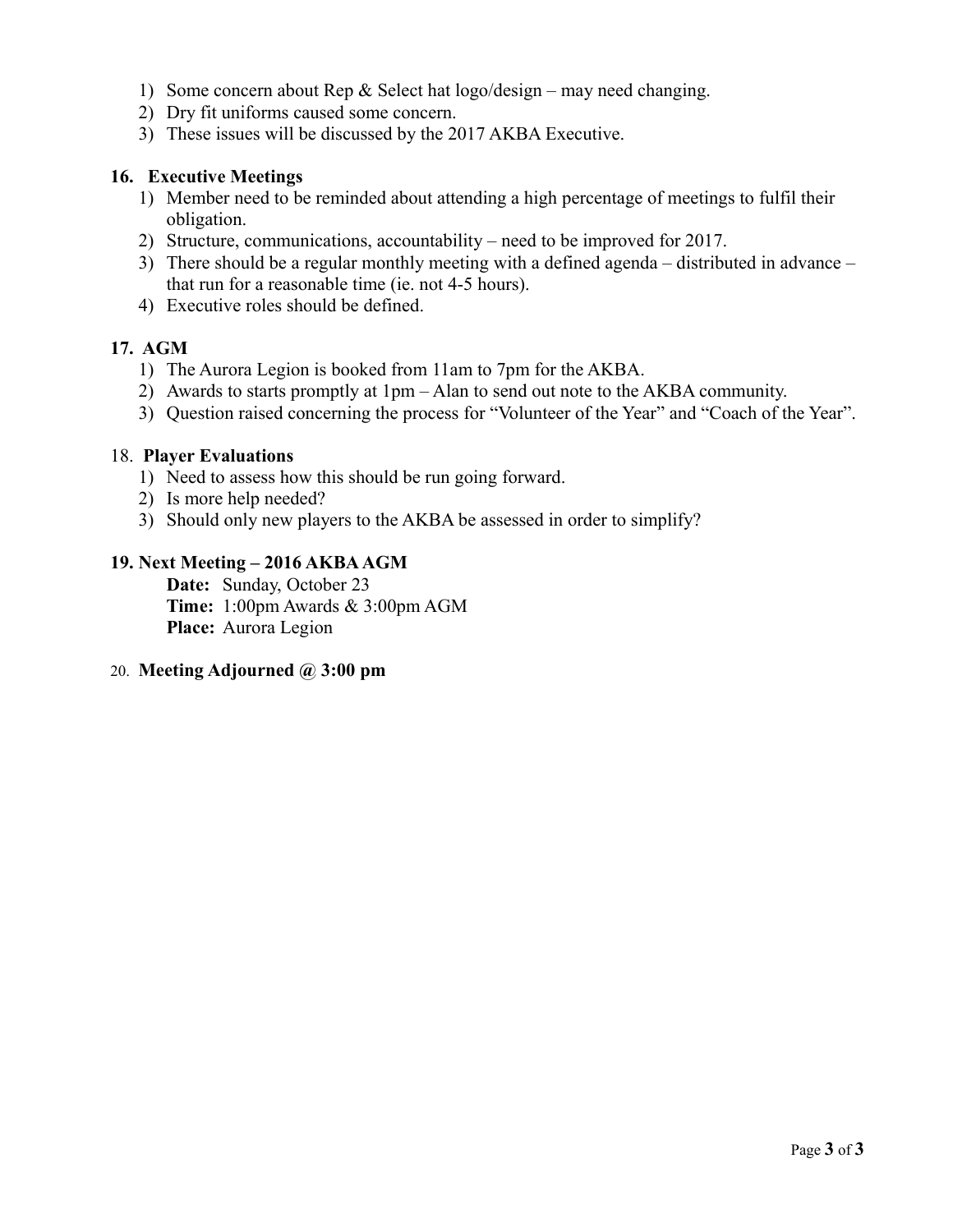1) Some concern about Rep & Select hat logo/design – may need changing.
2) Dry fit uniforms caused some concern.
3) These issues will be discussed by the 2017 AKBA Executive.

**16. Executive Meetings**

1) Member need to be reminded about attending a high percentage of meetings to fulfil their obligation.
2) Structure, communications, accountability – need to be improved for 2017.
3) There should be a regular monthly meeting with a defined agenda – distributed in advance – that run for a reasonable time (ie. not 4-5 hours).
4) Executive roles should be defined.

**17. AGM**

1) The Aurora Legion is booked from 11am to 7pm for the AKBA.
2) Awards to starts promptly at 1pm – Alan to send out note to the AKBA community.
3) Question raised concerning the process for "Volunteer of the Year" and "Coach of the Year".

18. **Player Evaluations**

1) Need to assess how this should be run going forward.
2) Is more help needed?
3) Should only new players to the AKBA be assessed in order to simplify?

**19. Next Meeting – 2016 AKBA AGM**

**Date:** Sunday, October 23
**Time:** 1:00pm Awards & 3:00pm AGM
**Place:** Aurora Legion

20. **Meeting Adjourned @ 3:00 pm**